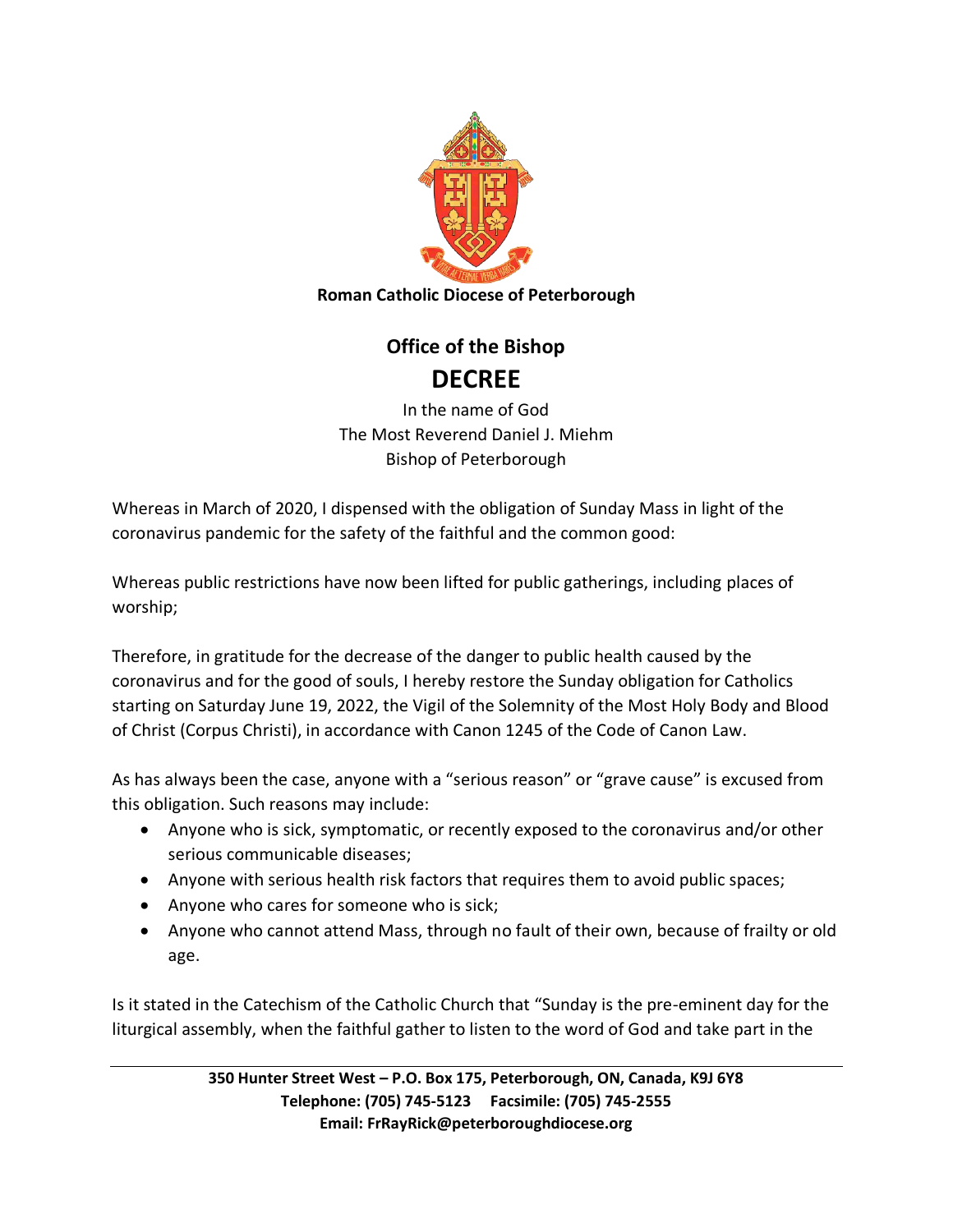**Roman Catholic Diocese of Peterborough**

## Office of the Bishop

# DECREE

In the name of God
The Most Reverend Daniel J. Miehm
Bishop of Peterborough

Whereas in March of 2020, I dispensed with the obligation of Sunday Mass in light of the coronavirus pandemic for the safety of the faithful and the common good:

Whereas public restrictions have now been lifted for public gatherings, including places of worship;

Therefore, in gratitude for the decrease of the danger to public health caused by the coronavirus and for the good of souls, I hereby restore the Sunday obligation for Catholics starting on Saturday June 19, 2022, the Vigil of the Solemnity of the Most Holy Body and Blood of Christ (Corpus Christi), in accordance with Canon 1245 of the Code of Canon Law.

As has always been the case, anyone with a "serious reason" or "grave cause" is excused from this obligation. Such reasons may include:

- Anyone who is sick, symptomatic, or recently exposed to the coronavirus and/or other serious communicable diseases;
- Anyone with serious health risk factors that requires them to avoid public spaces;
- Anyone who cares for someone who is sick;
- Anyone who cannot attend Mass, through no fault of their own, because of frailty or old age.

Is it stated in the Catechism of the Catholic Church that "Sunday is the pre-eminent day for the liturgical assembly, when the faithful gather to listen to the word of God and take part in the

**350 Hunter Street West – P.O. Box 175, Peterborough, ON, Canada, K9J 6Y8**
**Telephone: (705) 745-5123 Facsimile: (705) 745-2555**
**Email: FrRayRick@peterboroughdiocese.org**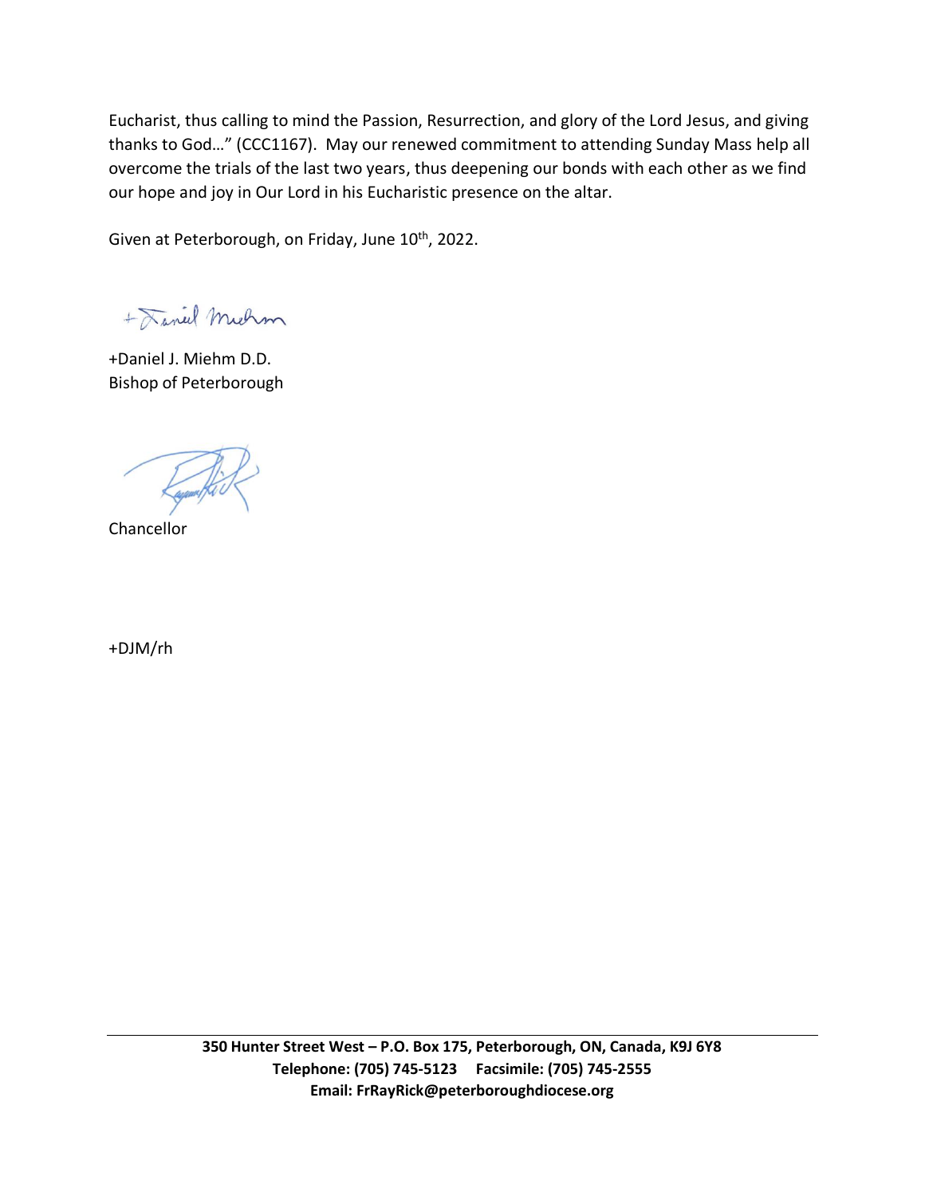Eucharist, thus calling to mind the Passion, Resurrection, and glory of the Lord Jesus, and giving thanks to God…" (CCC1167). May our renewed commitment to attending Sunday Mass help all overcome the trials of the last two years, thus deepening our bonds with each other as we find our hope and joy in Our Lord in his Eucharistic presence on the altar.

Given at Peterborough, on Friday, June 10th, 2022.

+Daniel J. Miehm D.D.
Bishop of Peterborough

Chancellor

+DJM/rh

**350 Hunter Street West – P.O. Box 175, Peterborough, ON, Canada, K9J 6Y8**
**Telephone: (705) 745-5123 Facsimile: (705) 745-2555**
**Email: FrRayRick@peterboroughdiocese.org**